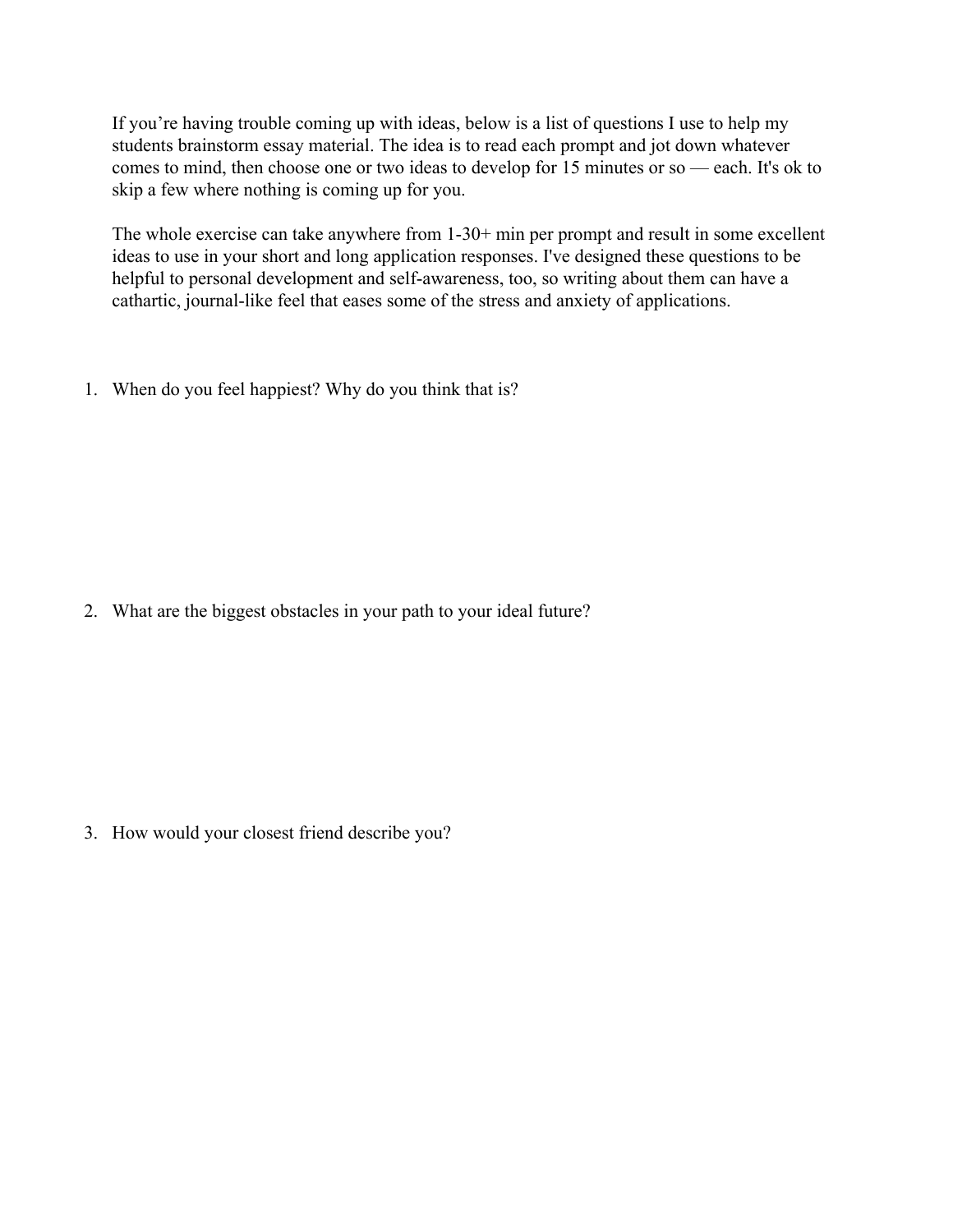If you're having trouble coming up with ideas, below is a list of questions I use to help my students brainstorm essay material. The idea is to read each prompt and jot down whatever comes to mind, then choose one or two ideas to develop for 15 minutes or so — each. It's ok to skip a few where nothing is coming up for you.

The whole exercise can take anywhere from 1-30+ min per prompt and result in some excellent ideas to use in your short and long application responses. I've designed these questions to be helpful to personal development and self-awareness, too, so writing about them can have a cathartic, journal-like feel that eases some of the stress and anxiety of applications.

1. When do you feel happiest? Why do you think that is?

2. What are the biggest obstacles in your path to your ideal future?

3. How would your closest friend describe you?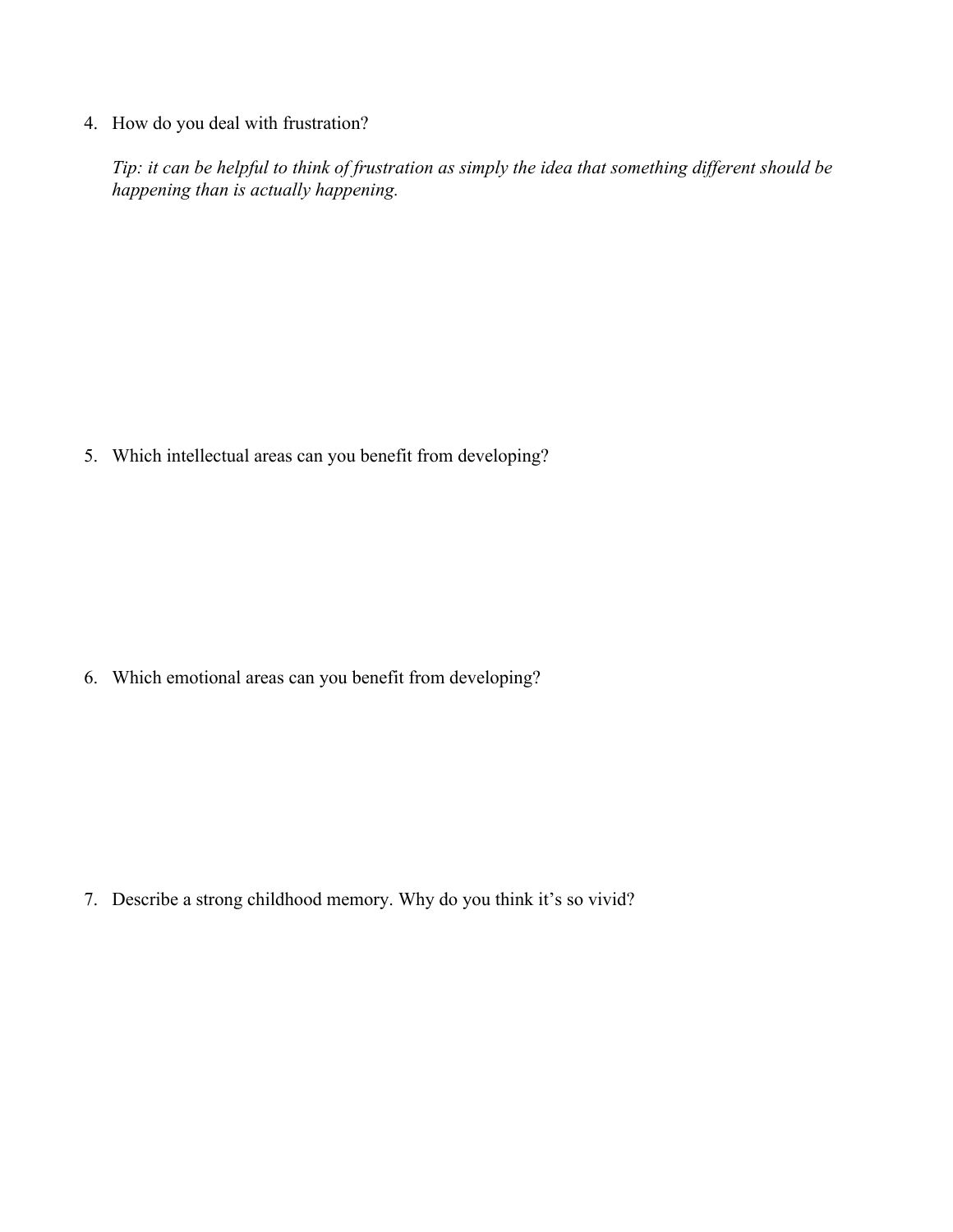4. How do you deal with frustration?

   *Tip: it can be helpful to think of frustration as simply the idea that something different should be happening than is actually happening.*

5. Which intellectual areas can you benefit from developing?

6. Which emotional areas can you benefit from developing?

7. Describe a strong childhood memory. Why do you think it's so vivid?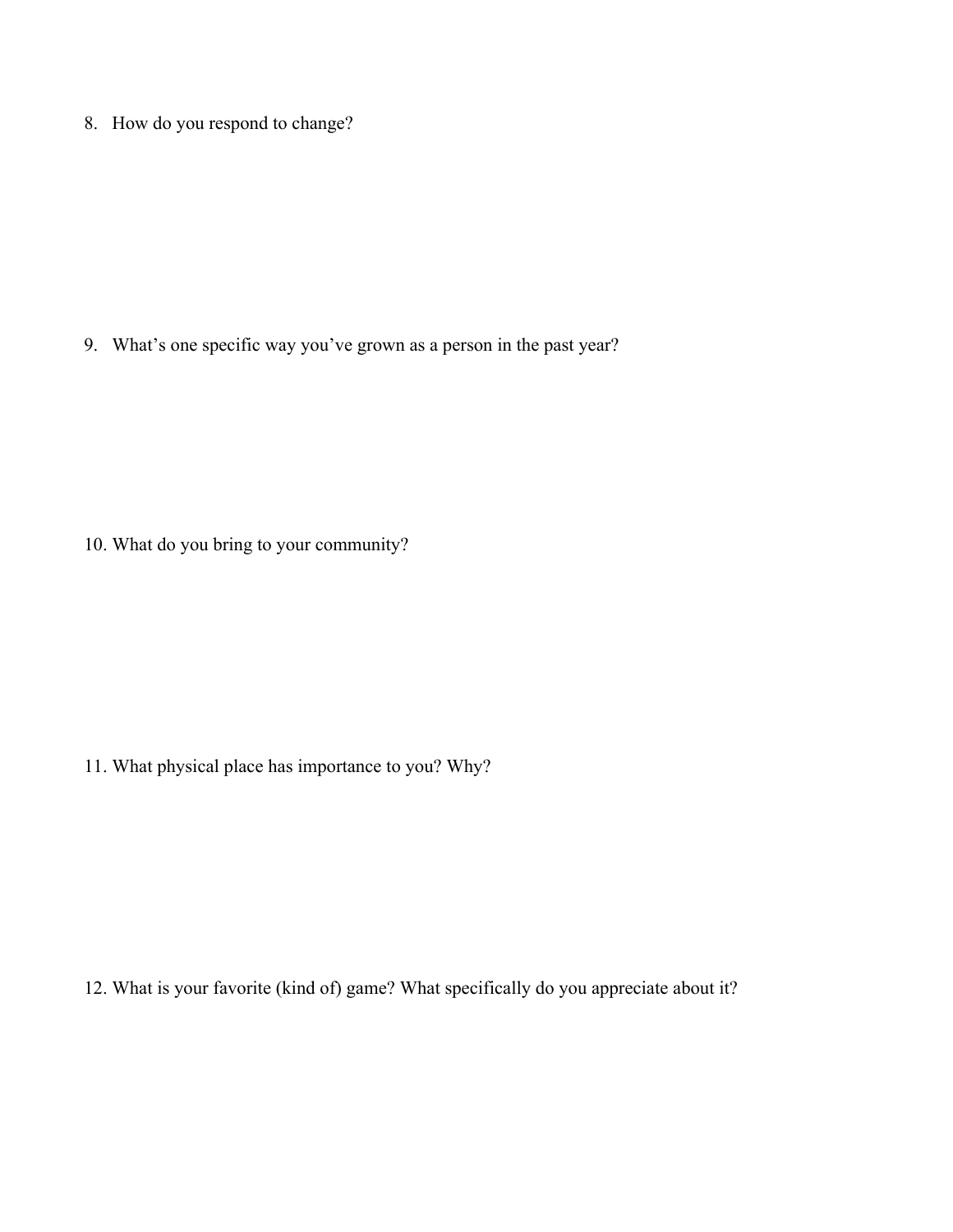8. How do you respond to change?

9. What's one specific way you've grown as a person in the past year?

10. What do you bring to your community?

11. What physical place has importance to you? Why?

12. What is your favorite (kind of) game? What specifically do you appreciate about it?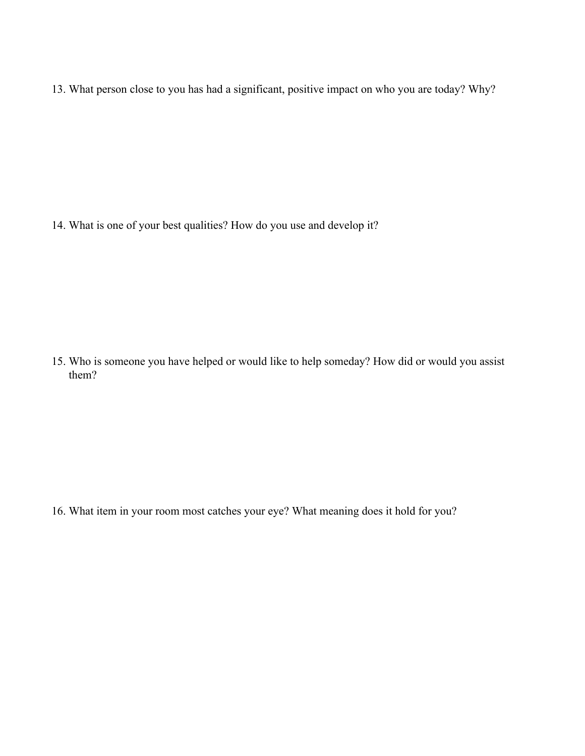13. What person close to you has had a significant, positive impact on who you are today? Why?

14. What is one of your best qualities? How do you use and develop it?

15. Who is someone you have helped or would like to help someday? How did or would you assist them?

16. What item in your room most catches your eye? What meaning does it hold for you?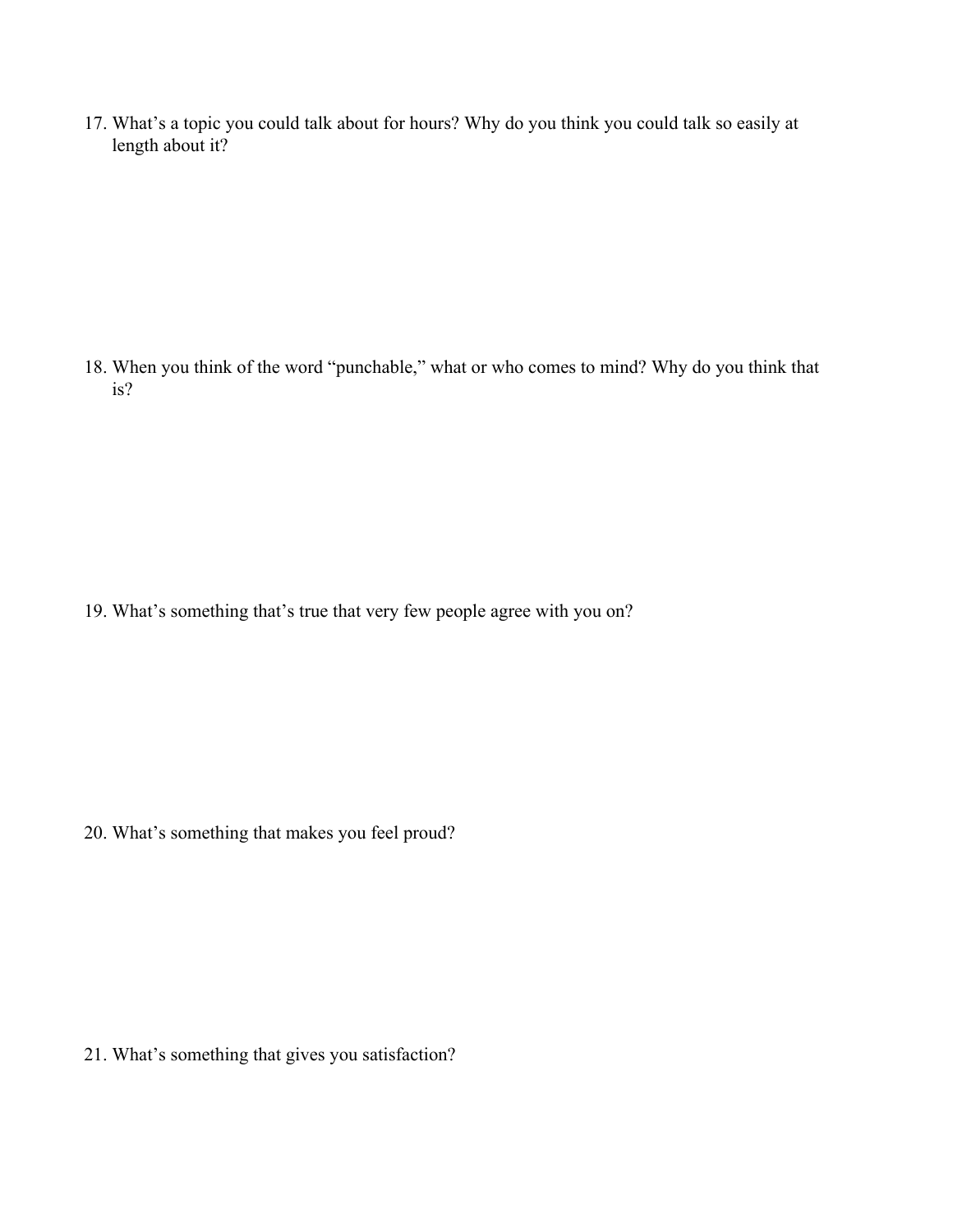17. What's a topic you could talk about for hours? Why do you think you could talk so easily at length about it?

18. When you think of the word "punchable," what or who comes to mind? Why do you think that is?

19. What's something that's true that very few people agree with you on?

20. What's something that makes you feel proud?

21. What's something that gives you satisfaction?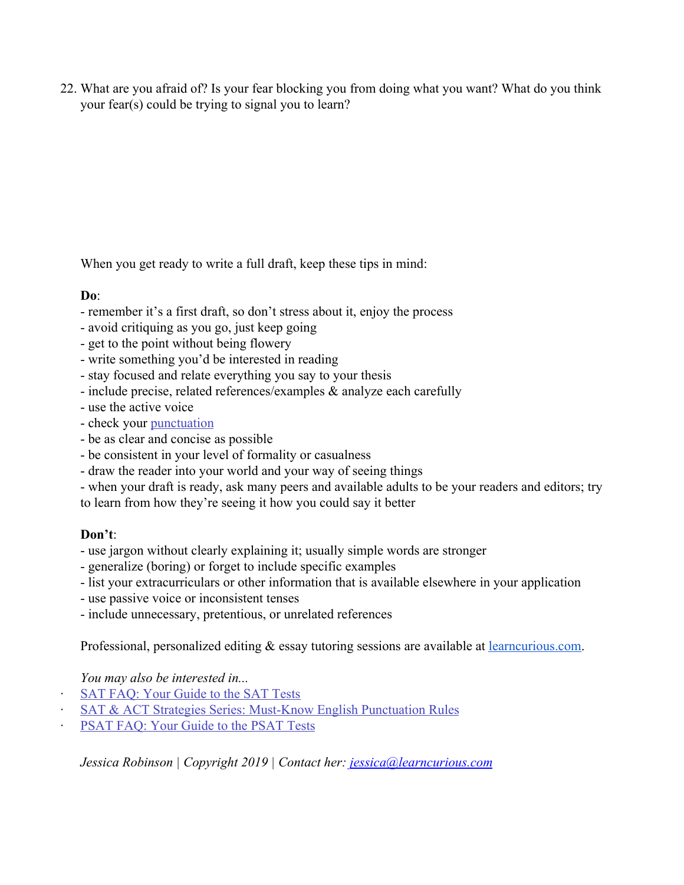22. What are you afraid of? Is your fear blocking you from doing what you want? What do you think your fear(s) could be trying to signal you to learn?

When you get ready to write a full draft, keep these tips in mind:

**Do**:
- remember it's a first draft, so don't stress about it, enjoy the process
- avoid critiquing as you go, just keep going
- get to the point without being flowery
- write something you'd be interested in reading
- stay focused and relate everything you say to your thesis
- include precise, related references/examples & analyze each carefully
- use the active voice
- check your punctuation
- be as clear and concise as possible
- be consistent in your level of formality or casualness
- draw the reader into your world and your way of seeing things
- when your draft is ready, ask many peers and available adults to be your readers and editors; try to learn from how they're seeing it how you could say it better

**Don't**:
- use jargon without clearly explaining it; usually simple words are stronger
- generalize (boring) or forget to include specific examples
- list your extracurriculars or other information that is available elsewhere in your application
- use passive voice or inconsistent tenses
- include unnecessary, pretentious, or unrelated references

Professional, personalized editing & essay tutoring sessions are available at learncurious.com.

*You may also be interested in...*

- SAT FAQ: Your Guide to the SAT Tests
- SAT & ACT Strategies Series: Must-Know English Punctuation Rules
- PSAT FAQ: Your Guide to the PSAT Tests

*Jessica Robinson | Copyright 2019 | Contact her: jessica@learncurious.com*